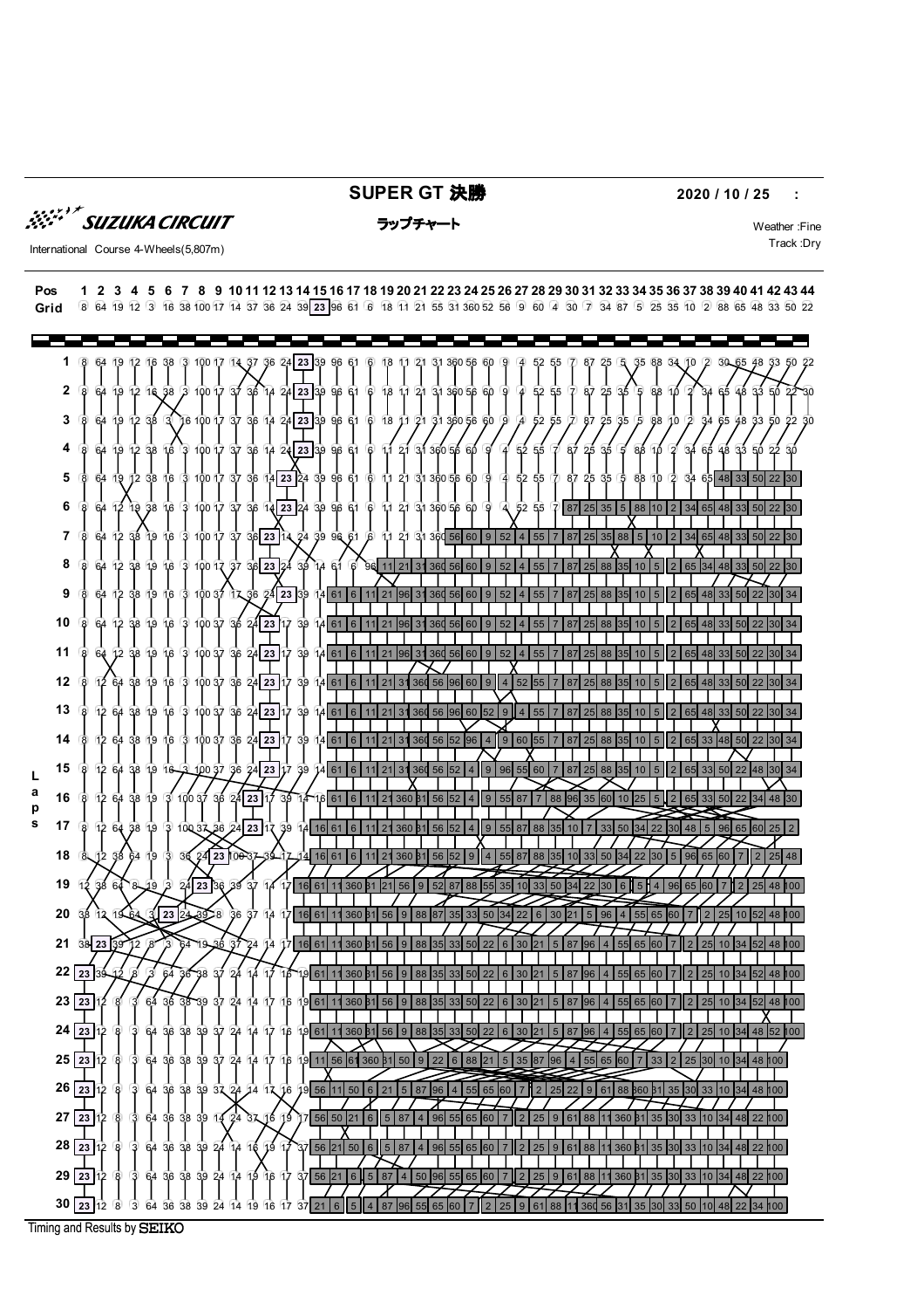# SUPER GT 決勝

**2020 / 10 / 25 :**

SUZUKA CIRCUIT

**ラップチャート**

International Course 4-Wheels(5,807m)

Weather :Fine
Track :Dry

| Pos | 1 | 2 | 3 | 4 | 5 | 6 | 7 | 8 | 9 | 10 | 11 | 12 | 13 | 14 | 15 | 16 | 17 | 18 | 19 | 20 | 21 | 22 | 23 | 24 | 25 | 26 | 27 | 28 | 29 | 30 | 31 | 32 | 33 | 34 | 35 | 36 | 37 | 38 | 39 | 40 | 41 | 42 | 43 | 44 |
|---|---|---|---|---|---|---|---|---|---|---|---|---|---|---|---|---|---|---|---|---|---|---|---|---|---|---|---|---|---|---|---|---|---|---|---|---|---|---|---|---|---|---|---|---|
| Grid | 8 | 64 | 19 | 12 | 3 | 16 | 38 | 100 | 17 | 14 | 37 | 36 | 24 | 39 | 23 | 96 | 61 | 6 | 18 | 11 | 21 | 55 | 31 | 360 | 52 | 56 | 9 | 60 | 4 | 30 | 7 | 34 | 87 | 5 | 25 | 35 | 10 | 2 | 88 | 65 | 48 | 33 | 50 | 22 |

| Laps | 1 | 2 | 3 | 4 | 5 | 6 | 7 | 8 | 9 | 10 | 11 | 12 | 13 | 14 | 15 | 16 | 17 | 18 | 19 | 20 | 21 | 22 | 23 | 24 | 25 | 26 | 27 | 28 | 29 | 30 | 31 | 32 | 33 | 34 | 35 | 36 | 37 | 38 | 39 | 40 | 41 | 42 | 43 | 44 |
|---|---|---|---|---|---|---|---|---|---|---|---|---|---|---|---|---|---|---|---|---|---|---|---|---|---|---|---|---|---|---|---|---|---|---|---|---|---|---|---|---|---|---|---|---|
| 1 | 8 | 64 | 19 | 12 | 16 | 38 | 3 | 100 | 17 | 14 | 37 | 36 | 24 | 23 | 39 | 96 | 61 | 6 | 18 | 11 | 21 | 31 | 360 | 56 | 60 | 9 | 4 | 52 | 55 | 7 | 87 | 25 | 5 | 35 | 88 | 34 | 10 | 2 | 30 | 65 | 48 | 33 | 50 | 22 |
| 2 | 8 | 64 | 19 | 12 | 16 | 38 | 3 | 100 | 17 | 37 | 36 | 14 | 24 | 23 | 39 | 96 | 61 | 6 | 18 | 11 | 21 | 31 | 360 | 56 | 60 | 9 | 4 | 52 | 55 | 7 | 87 | 25 | 35 | 5 | 88 | 10 | 2 | 34 | 65 | 48 | 33 | 50 | 22 | 30 |
| 3 | 8 | 64 | 19 | 12 | 38 | 3 | 16 | 100 | 17 | 37 | 36 | 14 | 24 | 23 | 39 | 96 | 61 | 6 | 18 | 11 | 21 | 31 | 360 | 56 | 60 | 9 | 4 | 52 | 55 | 7 | 87 | 25 | 35 | 5 | 88 | 10 | 2 | 34 | 65 | 48 | 33 | 50 | 22 | 30 |
| 4 | 8 | 64 | 19 | 12 | 38 | 16 | 3 | 100 | 17 | 37 | 36 | 14 | 24 | 23 | 39 | 96 | 61 | 6 | 11 | 21 | 31 | 360 | 56 | 60 | 9 | 4 | 52 | 55 | 7 | 87 | 25 | 35 | 5 | 88 | 10 | 2 | 34 | 65 | 48 | 33 | 50 | 22 | 30 | |
| 5 | 8 | 64 | 19 | 12 | 38 | 16 | 3 | 100 | 17 | 37 | 36 | 14 | 23 | 24 | 39 | 96 | 61 | 6 | 11 | 21 | 31 | 360 | 56 | 60 | 9 | 4 | 52 | 55 | 7 | 87 | 25 | 35 | 5 | 88 | 10 | 2 | 34 | 65 | 48 | 33 | 50 | 22 | 30 | |
| 6 | 8 | 64 | 12 | 19 | 38 | 16 | 3 | 100 | 17 | 37 | 36 | 14 | 23 | 24 | 39 | 96 | 61 | 6 | 11 | 21 | 31 | 360 | 56 | 60 | 9 | 4 | 52 | 55 | 7 | 87 | 25 | 35 | 5 | 88 | 10 | 2 | 34 | 65 | 48 | 33 | 50 | 22 | 30 | |
| 7 | 8 | 64 | 12 | 38 | 19 | 16 | 3 | 100 | 17 | 37 | 36 | 23 | 14 | 24 | 39 | 96 | 61 | 6 | 11 | 21 | 31 | 360 | 56 | 60 | 9 | 52 | 4 | 55 | 7 | 87 | 25 | 35 | 88 | 5 | 10 | 2 | 34 | 65 | 48 | 33 | 50 | 22 | 30 | |
| 8 | 8 | 64 | 12 | 38 | 19 | 16 | 3 | 100 | 17 | 37 | 36 | 23 | 24 | 39 | 14 | 61 | 6 | 96 | 11 | 21 | 31 | 360 | 56 | 60 | 9 | 52 | 4 | 55 | 7 | 87 | 25 | 88 | 35 | 10 | 5 | 2 | 65 | 34 | 48 | 33 | 50 | 22 | 30 | |
| 9 | 8 | 64 | 12 | 38 | 19 | 16 | 3 | 100 | 37 | 17 | 36 | 24 | 23 | 39 | 14 | 61 | 6 | 11 | 21 | 96 | 31 | 360 | 56 | 60 | 9 | 52 | 4 | 55 | 7 | 87 | 25 | 88 | 35 | 10 | 5 | 2 | 65 | 48 | 33 | 50 | 22 | 30 | 34 | |
| 10 | 8 | 64 | 12 | 38 | 19 | 16 | 3 | 100 | 37 | 36 | 24 | 23 | 17 | 39 | 14 | 61 | 6 | 11 | 21 | 96 | 31 | 360 | 56 | 60 | 9 | 52 | 4 | 55 | 7 | 87 | 25 | 88 | 35 | 10 | 5 | 2 | 65 | 48 | 33 | 50 | 22 | 30 | 34 | |
| 11 | 8 | 64 | 12 | 38 | 19 | 16 | 3 | 100 | 37 | 36 | 24 | 23 | 17 | 39 | 14 | 61 | 6 | 11 | 21 | 96 | 31 | 360 | 56 | 60 | 9 | 52 | 4 | 55 | 7 | 87 | 25 | 88 | 35 | 10 | 5 | 2 | 65 | 48 | 33 | 50 | 22 | 30 | 34 | |
| 12 | 8 | 12 | 64 | 38 | 19 | 16 | 3 | 100 | 37 | 36 | 24 | 23 | 17 | 39 | 14 | 61 | 6 | 11 | 21 | 31 | 360 | 56 | 96 | 60 | 9 | 4 | 52 | 55 | 7 | 87 | 25 | 88 | 35 | 10 | 5 | 2 | 65 | 48 | 33 | 50 | 22 | 30 | 34 | |
| 13 | 8 | 12 | 64 | 38 | 19 | 16 | 3 | 100 | 37 | 36 | 24 | 23 | 17 | 39 | 14 | 61 | 6 | 11 | 21 | 31 | 360 | 56 | 96 | 60 | 52 | 9 | 4 | 55 | 7 | 87 | 25 | 88 | 35 | 10 | 5 | 2 | 65 | 48 | 33 | 50 | 22 | 30 | 34 | |
| 14 | 8 | 12 | 64 | 38 | 19 | 16 | 3 | 100 | 37 | 36 | 24 | 23 | 17 | 39 | 14 | 61 | 6 | 11 | 21 | 31 | 360 | 56 | 52 | 96 | 4 | 9 | 60 | 55 | 7 | 87 | 25 | 88 | 35 | 10 | 5 | 2 | 65 | 33 | 48 | 50 | 22 | 30 | 34 | |
| 15 | 8 | 12 | 64 | 38 | 19 | 16 | 3 | 100 | 37 | 36 | 24 | 23 | 17 | 39 | 14 | 61 | 6 | 11 | 21 | 31 | 360 | 56 | 52 | 4 | 9 | 96 | 55 | 60 | 7 | 87 | 25 | 88 | 35 | 10 | 5 | 2 | 65 | 33 | 50 | 22 | 48 | 30 | 34 | |
| 16 | 8 | 12 | 64 | 38 | 19 | 3 | 100 | 37 | 36 | 24 | 23 | 17 | 39 | 14 | 16 | 61 | 6 | 11 | 21 | 360 | 31 | 56 | 52 | 4 | 9 | 55 | 87 | 7 | 88 | 96 | 35 | 60 | 10 | 25 | 5 | 2 | 65 | 33 | 50 | 22 | 34 | 48 | 30 | |
| 17 | 8 | 12 | 64 | 38 | 19 | 3 | 100 | 37 | 36 | 24 | 23 | 17 | 39 | 14 | 16 | 61 | 6 | 11 | 21 | 360 | 31 | 56 | 52 | 4 | 9 | 55 | 87 | 88 | 35 | 10 | 7 | 33 | 50 | 34 | 22 | 30 | 48 | 5 | 96 | 65 | 60 | 25 | 2 | |
| 18 | 8 | 12 | 38 | 64 | 19 | 3 | 36 | 24 | 23 | 100 | 37 | 39 | 17 | 14 | 16 | 61 | 6 | 11 | 21 | 360 | 31 | 56 | 52 | 9 | 4 | 55 | 87 | 88 | 35 | 10 | 33 | 50 | 34 | 22 | 30 | 5 | 96 | 65 | 60 | 7 | 2 | 25 | 48 | |
| 19 | 12 | 38 | 64 | 8 | 19 | 3 | 24 | 23 | 36 | 39 | 37 | 14 | 17 | 16 | 61 | 11 | 360 | 31 | 21 | 56 | 9 | 52 | 87 | 88 | 55 | 35 | 10 | 33 | 50 | 34 | 22 | 30 | 6 | 5 | 4 | 96 | 65 | 60 | 7 | 2 | 25 | 48 | 100 | |
| 20 | 38 | 12 | 19 | 64 | 3 | 23 | 24 | 39 | 8 | 36 | 37 | 14 | 17 | 16 | 61 | 11 | 360 | 31 | 56 | 9 | 88 | 87 | 35 | 33 | 50 | 34 | 22 | 6 | 30 | 21 | 5 | 96 | 4 | 55 | 65 | 60 | 7 | 2 | 25 | 10 | 52 | 48 | 100 | |
| 21 | 38 | 23 | 39 | 12 | 8 | 3 | 64 | 19 | 36 | 37 | 24 | 14 | 17 | 16 | 61 | 11 | 360 | 31 | 56 | 9 | 88 | 35 | 33 | 50 | 22 | 6 | 30 | 21 | 5 | 87 | 96 | 4 | 55 | 65 | 60 | 7 | 2 | 25 | 10 | 34 | 52 | 48 | 100 | |
| 22 | 23 | 39 | 12 | 8 | 3 | 64 | 36 | 38 | 37 | 24 | 14 | 17 | 16 | 19 | 61 | 11 | 360 | 31 | 56 | 9 | 88 | 35 | 33 | 50 | 22 | 6 | 30 | 21 | 5 | 87 | 96 | 4 | 55 | 65 | 60 | 7 | 2 | 25 | 10 | 34 | 52 | 48 | 100 | |
| 23 | 23 | 12 | 8 | 3 | 64 | 36 | 38 | 39 | 37 | 24 | 14 | 17 | 16 | 19 | 61 | 11 | 360 | 31 | 56 | 9 | 88 | 35 | 33 | 50 | 22 | 6 | 30 | 21 | 5 | 87 | 96 | 4 | 55 | 65 | 60 | 7 | 2 | 25 | 10 | 34 | 52 | 48 | 100 | |
| 24 | 23 | 12 | 8 | 3 | 64 | 36 | 38 | 39 | 37 | 24 | 14 | 17 | 16 | 19 | 61 | 11 | 360 | 31 | 56 | 9 | 88 | 35 | 33 | 50 | 22 | 6 | 30 | 21 | 5 | 87 | 96 | 4 | 55 | 65 | 60 | 7 | 2 | 25 | 10 | 34 | 48 | 52 | 100 | |
| 25 | 23 | 12 | 8 | 3 | 64 | 36 | 38 | 39 | 37 | 24 | 14 | 17 | 16 | 19 | 11 | 56 | 61 | 360 | 31 | 50 | 9 | 22 | 6 | 88 | 21 | 5 | 35 | 87 | 96 | 4 | 55 | 65 | 60 | 7 | 33 | 2 | 25 | 30 | 10 | 34 | 48 | 100 | | |
| 26 | 23 | 12 | 8 | 3 | 64 | 36 | 38 | 39 | 37 | 24 | 14 | 17 | 16 | 19 | 56 | 11 | 50 | 6 | 21 | 5 | 87 | 96 | 4 | 55 | 65 | 60 | 7 | 2 | 25 | 22 | 9 | 61 | 88 | 360 | 31 | 35 | 30 | 33 | 10 | 34 | 48 | 100 | | |
| 27 | 23 | 12 | 8 | 3 | 64 | 36 | 38 | 39 | 14 | 24 | 37 | 16 | 19 | 17 | 56 | 50 | 21 | 6 | 5 | 87 | 4 | 96 | 55 | 65 | 60 | 7 | 2 | 25 | 9 | 61 | 88 | 11 | 360 | 31 | 35 | 30 | 33 | 10 | 34 | 48 | 22 | 100 | | |
| 28 | 23 | 12 | 8 | 3 | 64 | 36 | 38 | 39 | 24 | 14 | 16 | 19 | 17 | 37 | 56 | 21 | 50 | 6 | 5 | 87 | 4 | 96 | 55 | 65 | 60 | 7 | 2 | 25 | 9 | 61 | 88 | 11 | 360 | 31 | 35 | 30 | 33 | 10 | 34 | 48 | 22 | 100 | | |
| 29 | 23 | 12 | 8 | 3 | 64 | 36 | 38 | 39 | 24 | 14 | 19 | 16 | 17 | 37 | 56 | 21 | 6 | 5 | 87 | 4 | 50 | 96 | 55 | 65 | 60 | 7 | 2 | 25 | 9 | 61 | 88 | 11 | 360 | 31 | 35 | 30 | 33 | 10 | 34 | 48 | 22 | 100 | | |
| 30 | 23 | 12 | 8 | 3 | 64 | 36 | 38 | 39 | 24 | 14 | 19 | 16 | 17 | 37 | 21 | 6 | 5 | 4 | 87 | 96 | 55 | 65 | 60 | 7 | 2 | 25 | 9 | 61 | 88 | 11 | 360 | 56 | 31 | 35 | 30 | 33 | 50 | 10 | 48 | 22 | 34 | 100 | | |

Timing and Results by SEIKO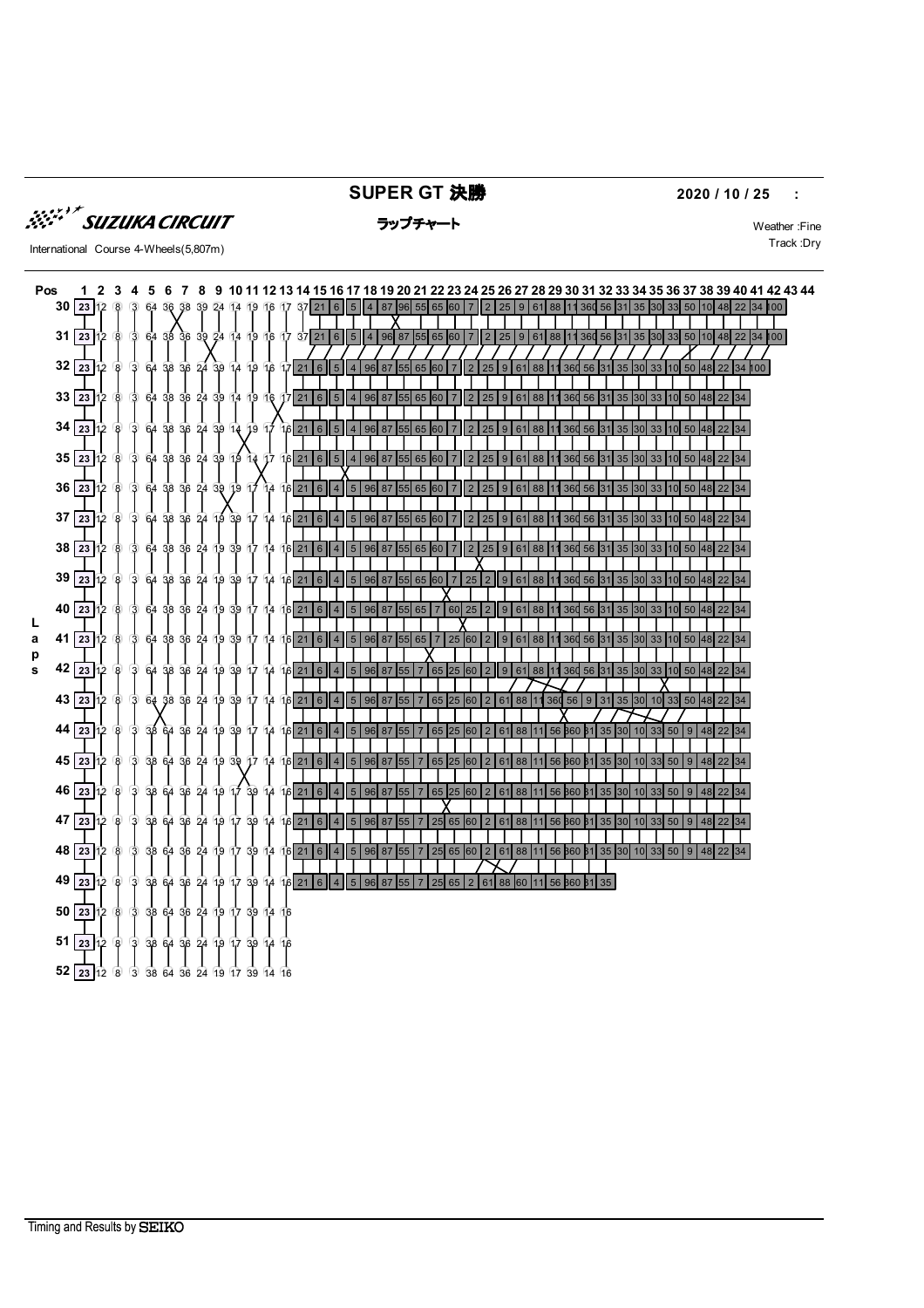# SUPER GT 決勝

**2020 / 10 / 25 :**

SUZUKA CIRCUIT

International Course 4-Wheels(5,807m)

## ラップチャート

Weather :Fine
Track :Dry

| Laps \ Pos | 1 | 2 | 3 | 4 | 5 | 6 | 7 | 8 | 9 | 10 | 11 | 12 | 13 | 14 | 15 | 16 | 17 | 18 | 19 | 20 | 21 | 22 | 23 | 24 | 25 | 26 | 27 | 28 | 29 | 30 | 31 | 32 | 33 | 34 | 35 | 36 | 37 | 38 | 39 | 40 | 41 | 42 | 43 | 44 |
|---|---|---|---|---|---|---|---|---|---|---|---|---|---|---|---|---|---|---|---|---|---|---|---|---|---|---|---|---|---|---|---|---|---|---|---|---|---|---|---|---|---|---|---|---|
| 30 | 23 | 12 | 8 | 3 | 64 | 36 | 38 | 39 | 24 | 14 | 19 | 16 | 17 | 37 | 21 | 6 | 5 | 4 | 87 | 96 | 55 | 65 | 60 | 7 | 2 | 25 | 9 | 61 | 88 | 11 | 360 | 56 | 31 | 35 | 30 | 33 | 50 | 10 | 48 | 22 | 34 | 100 | | |
| 31 | 23 | 12 | 8 | 3 | 64 | 38 | 36 | 39 | 24 | 14 | 19 | 16 | 17 | 37 | 21 | 6 | 5 | 4 | 96 | 87 | 55 | 65 | 60 | 7 | 2 | 25 | 9 | 61 | 88 | 11 | 360 | 56 | 31 | 35 | 30 | 33 | 50 | 10 | 48 | 22 | 34 | 100 | | |
| 32 | 23 | 12 | 8 | 3 | 64 | 38 | 36 | 24 | 39 | 14 | 19 | 16 | 17 | 21 | 6 | 5 | 4 | 96 | 87 | 55 | 65 | 60 | 7 | 2 | 25 | 9 | 61 | 88 | 11 | 360 | 56 | 31 | 35 | 30 | 33 | 10 | 50 | 48 | 22 | 34 | 100 | | | |
| 33 | 23 | 12 | 8 | 3 | 64 | 38 | 36 | 24 | 39 | 14 | 19 | 16 | 17 | 21 | 6 | 5 | 4 | 96 | 87 | 55 | 65 | 60 | 7 | 2 | 25 | 9 | 61 | 88 | 11 | 360 | 56 | 31 | 35 | 30 | 33 | 10 | 50 | 48 | 22 | 34 | | | | |
| 34 | 23 | 12 | 8 | 3 | 64 | 38 | 36 | 24 | 39 | 14 | 19 | 17 | 16 | 21 | 6 | 5 | 4 | 96 | 87 | 55 | 65 | 60 | 7 | 2 | 25 | 9 | 61 | 88 | 11 | 360 | 56 | 31 | 35 | 30 | 33 | 10 | 50 | 48 | 22 | 34 | | | | |
| 35 | 23 | 12 | 8 | 3 | 64 | 38 | 36 | 24 | 39 | 19 | 14 | 17 | 16 | 21 | 6 | 5 | 4 | 96 | 87 | 55 | 65 | 60 | 7 | 2 | 25 | 9 | 61 | 88 | 11 | 360 | 56 | 31 | 35 | 30 | 33 | 10 | 50 | 48 | 22 | 34 | | | | |
| 36 | 23 | 12 | 8 | 3 | 64 | 38 | 36 | 24 | 39 | 19 | 17 | 14 | 16 | 21 | 6 | 4 | 5 | 96 | 87 | 55 | 65 | 60 | 7 | 2 | 25 | 9 | 61 | 88 | 11 | 360 | 56 | 31 | 35 | 30 | 33 | 10 | 50 | 48 | 22 | 34 | | | | |
| 37 | 23 | 12 | 8 | 3 | 64 | 38 | 36 | 24 | 19 | 39 | 17 | 14 | 16 | 21 | 6 | 4 | 5 | 96 | 87 | 55 | 65 | 60 | 7 | 2 | 25 | 9 | 61 | 88 | 11 | 360 | 56 | 31 | 35 | 30 | 33 | 10 | 50 | 48 | 22 | 34 | | | | |
| 38 | 23 | 12 | 8 | 3 | 64 | 38 | 36 | 24 | 19 | 39 | 17 | 14 | 16 | 21 | 6 | 4 | 5 | 96 | 87 | 55 | 65 | 60 | 7 | 2 | 25 | 9 | 61 | 88 | 11 | 360 | 56 | 31 | 35 | 30 | 33 | 10 | 50 | 48 | 22 | 34 | | | | |
| 39 | 23 | 12 | 8 | 3 | 64 | 38 | 36 | 24 | 19 | 39 | 17 | 14 | 16 | 21 | 6 | 4 | 5 | 96 | 87 | 55 | 65 | 60 | 7 | 25 | 2 | 9 | 61 | 88 | 11 | 360 | 56 | 31 | 35 | 30 | 33 | 10 | 50 | 48 | 22 | 34 | | | | |
| 40 | 23 | 12 | 8 | 3 | 64 | 38 | 36 | 24 | 19 | 39 | 17 | 14 | 16 | 21 | 6 | 4 | 5 | 96 | 87 | 55 | 65 | 7 | 60 | 25 | 2 | 9 | 61 | 88 | 11 | 360 | 56 | 31 | 35 | 30 | 33 | 10 | 50 | 48 | 22 | 34 | | | | |
| 41 | 23 | 12 | 8 | 3 | 64 | 38 | 36 | 24 | 19 | 39 | 17 | 14 | 16 | 21 | 6 | 4 | 5 | 96 | 87 | 55 | 65 | 7 | 25 | 60 | 2 | 9 | 61 | 88 | 11 | 360 | 56 | 31 | 35 | 30 | 33 | 10 | 50 | 48 | 22 | 34 | | | | |
| 42 | 23 | 12 | 8 | 3 | 64 | 38 | 36 | 24 | 19 | 39 | 17 | 14 | 16 | 21 | 6 | 4 | 5 | 96 | 87 | 55 | 7 | 65 | 25 | 60 | 2 | 9 | 61 | 88 | 11 | 360 | 56 | 31 | 35 | 30 | 33 | 10 | 50 | 48 | 22 | 34 | | | | |
| 43 | 23 | 12 | 8 | 3 | 64 | 38 | 36 | 24 | 19 | 39 | 17 | 14 | 16 | 21 | 6 | 4 | 5 | 96 | 87 | 55 | 7 | 65 | 25 | 60 | 2 | 61 | 88 | 11 | 360 | 56 | 9 | 31 | 35 | 30 | 10 | 33 | 50 | 48 | 22 | 34 | | | | |
| 44 | 23 | 12 | 8 | 3 | 38 | 64 | 36 | 24 | 19 | 39 | 17 | 14 | 16 | 21 | 6 | 4 | 5 | 96 | 87 | 55 | 7 | 65 | 25 | 60 | 2 | 61 | 88 | 11 | 56 | 360 | 31 | 35 | 30 | 10 | 33 | 50 | 9 | 48 | 22 | 34 | | | | |
| 45 | 23 | 12 | 8 | 3 | 38 | 64 | 36 | 24 | 19 | 39 | 17 | 14 | 16 | 21 | 6 | 4 | 5 | 96 | 87 | 55 | 7 | 65 | 25 | 60 | 2 | 61 | 88 | 11 | 56 | 360 | 31 | 35 | 30 | 10 | 33 | 50 | 9 | 48 | 22 | 34 | | | | |
| 46 | 23 | 12 | 8 | 3 | 38 | 64 | 36 | 24 | 19 | 17 | 39 | 14 | 16 | 21 | 6 | 4 | 5 | 96 | 87 | 55 | 7 | 65 | 25 | 60 | 2 | 61 | 88 | 11 | 56 | 360 | 31 | 35 | 30 | 10 | 33 | 50 | 9 | 48 | 22 | 34 | | | | |
| 47 | 23 | 12 | 8 | 3 | 38 | 64 | 36 | 24 | 19 | 17 | 39 | 14 | 16 | 21 | 6 | 4 | 5 | 96 | 87 | 55 | 7 | 25 | 65 | 60 | 2 | 61 | 88 | 11 | 56 | 360 | 31 | 35 | 30 | 10 | 33 | 50 | 9 | 48 | 22 | 34 | | | | |
| 48 | 23 | 12 | 8 | 3 | 38 | 64 | 36 | 24 | 19 | 17 | 39 | 14 | 16 | 21 | 6 | 4 | 5 | 96 | 87 | 55 | 7 | 25 | 65 | 60 | 2 | 61 | 88 | 11 | 56 | 360 | 31 | 35 | 30 | 10 | 33 | 50 | 9 | 48 | 22 | 34 | | | | |
| 49 | 23 | 12 | 8 | 3 | 38 | 64 | 36 | 24 | 19 | 17 | 39 | 14 | 16 | 21 | 6 | 4 | 5 | 96 | 87 | 55 | 7 | 25 | 65 | 2 | 61 | 88 | 60 | 11 | 56 | 360 | 31 | 35 | | | | | | | | | | | | |
| 50 | 23 | 12 | 8 | 3 | 38 | 64 | 36 | 24 | 19 | 17 | 39 | 14 | 16 | | | | | | | | | | | | | | | | | | | | | | | | | | | | | | | |
| 51 | 23 | 12 | 8 | 3 | 38 | 64 | 36 | 24 | 19 | 17 | 39 | 14 | 16 | | | | | | | | | | | | | | | | | | | | | | | | | | | | | | | |
| 52 | 23 | 12 | 8 | 3 | 38 | 64 | 36 | 24 | 19 | 17 | 39 | 14 | 16 | | | | | | | | | | | | | | | | | | | | | | | | | | | | | | | |

Timing and Results by SEIKO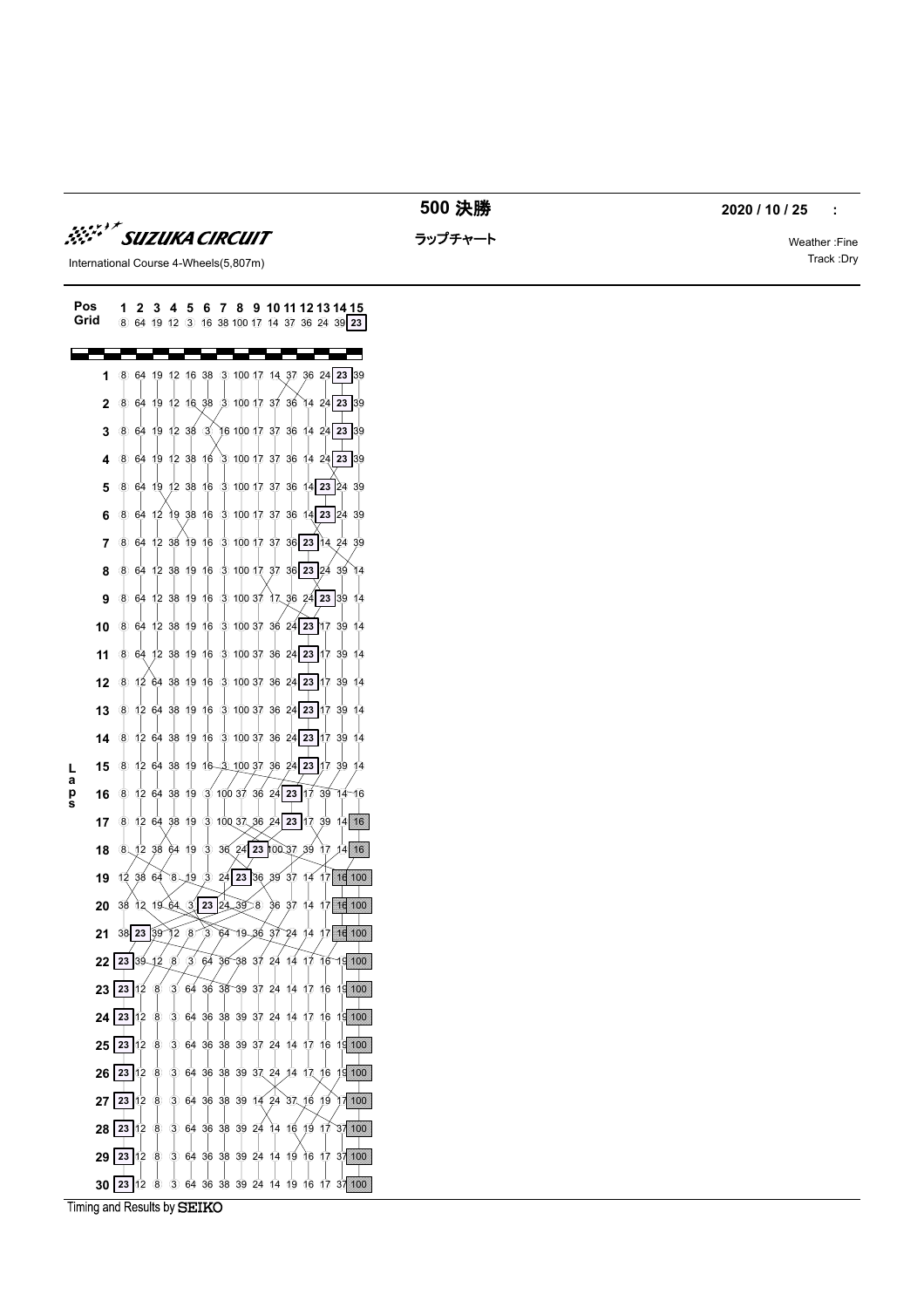# 500 決勝

**2020 / 10 / 25 :**

SUZUKA CIRCUIT

International Course 4-Wheels(5,807m)

ラップチャート

Weather :Fine
Track :Dry

| Pos | 1 | 2 | 3 | 4 | 5 | 6 | 7 | 8 | 9 | 10 | 11 | 12 | 13 | 14 | 15 |
|---|---|---|---|---|---|---|---|---|---|---|---|---|---|---|---|
| Grid | 8 | 64 | 19 | 12 | 3 | 16 | 38 | 100 | 17 | 14 | 37 | 36 | 24 | 39 | 23 |
| Laps 1 | 8 | 64 | 19 | 12 | 16 | 38 | 3 | 100 | 17 | 14 | 37 | 36 | 24 | 23 | 39 |
| 2 | 8 | 64 | 19 | 12 | 16 | 38 | 3 | 100 | 17 | 37 | 36 | 14 | 24 | 23 | 39 |
| 3 | 8 | 64 | 19 | 12 | 38 | 3 | 16 | 100 | 17 | 37 | 36 | 14 | 24 | 23 | 39 |
| 4 | 8 | 64 | 19 | 12 | 38 | 16 | 3 | 100 | 17 | 37 | 36 | 14 | 24 | 23 | 39 |
| 5 | 8 | 64 | 19 | 12 | 38 | 16 | 3 | 100 | 17 | 37 | 36 | 14 | 23 | 24 | 39 |
| 6 | 8 | 64 | 12 | 19 | 38 | 16 | 3 | 100 | 17 | 37 | 36 | 14 | 23 | 24 | 39 |
| 7 | 8 | 64 | 12 | 38 | 19 | 16 | 3 | 100 | 17 | 37 | 36 | 23 | 14 | 24 | 39 |
| 8 | 8 | 64 | 12 | 38 | 19 | 16 | 3 | 100 | 17 | 37 | 36 | 23 | 24 | 39 | 14 |
| 9 | 8 | 64 | 12 | 38 | 19 | 16 | 3 | 100 | 37 | 17 | 36 | 24 | 23 | 39 | 14 |
| 10 | 8 | 64 | 12 | 38 | 19 | 16 | 3 | 100 | 37 | 36 | 24 | 23 | 17 | 39 | 14 |
| 11 | 8 | 64 | 12 | 38 | 19 | 16 | 3 | 100 | 37 | 36 | 24 | 23 | 17 | 39 | 14 |
| 12 | 8 | 12 | 64 | 38 | 19 | 16 | 3 | 100 | 37 | 36 | 24 | 23 | 17 | 39 | 14 |
| 13 | 8 | 12 | 64 | 38 | 19 | 16 | 3 | 100 | 37 | 36 | 24 | 23 | 17 | 39 | 14 |
| 14 | 8 | 12 | 64 | 38 | 19 | 16 | 3 | 100 | 37 | 36 | 24 | 23 | 17 | 39 | 14 |
| 15 | 8 | 12 | 64 | 38 | 19 | 16 | 3 | 100 | 37 | 36 | 24 | 23 | 17 | 39 | 14 |
| 16 | 8 | 12 | 64 | 38 | 19 | 3 | 100 | 37 | 36 | 24 | 23 | 17 | 39 | 14 | 16 |
| 17 | 8 | 12 | 64 | 38 | 19 | 3 | 100 | 37 | 36 | 24 | 23 | 17 | 39 | 14 | 16 |
| 18 | 8 | 12 | 38 | 64 | 19 | 3 | 36 | 24 | 23 | 100 | 37 | 39 | 17 | 14 | 16 |
| 19 | 12 | 38 | 64 | 8 | 19 | 3 | 24 | 23 | 36 | 39 | 37 | 14 | 17 | 16 | 100 |
| 20 | 38 | 12 | 19 | 64 | 3 | 23 | 24 | 39 | 8 | 36 | 37 | 14 | 17 | 16 | 100 |
| 21 | 38 | 23 | 39 | 12 | 8 | 3 | 64 | 19 | 36 | 37 | 24 | 14 | 17 | 16 | 100 |
| 22 | 23 | 39 | 12 | 8 | 3 | 64 | 36 | 38 | 37 | 24 | 14 | 17 | 16 | 19 | 100 |
| 23 | 23 | 12 | 8 | 3 | 64 | 36 | 38 | 39 | 37 | 24 | 14 | 17 | 16 | 19 | 100 |
| 24 | 23 | 12 | 8 | 3 | 64 | 36 | 38 | 39 | 37 | 24 | 14 | 17 | 16 | 19 | 100 |
| 25 | 23 | 12 | 8 | 3 | 64 | 36 | 38 | 39 | 37 | 24 | 14 | 17 | 16 | 19 | 100 |
| 26 | 23 | 12 | 8 | 3 | 64 | 36 | 38 | 39 | 37 | 24 | 14 | 17 | 16 | 19 | 100 |
| 27 | 23 | 12 | 8 | 3 | 64 | 36 | 38 | 39 | 14 | 24 | 37 | 16 | 19 | 17 | 100 |
| 28 | 23 | 12 | 8 | 3 | 64 | 36 | 38 | 39 | 24 | 14 | 16 | 19 | 17 | 37 | 100 |
| 29 | 23 | 12 | 8 | 3 | 64 | 36 | 38 | 39 | 24 | 14 | 19 | 16 | 17 | 37 | 100 |
| 30 | 23 | 12 | 8 | 3 | 64 | 36 | 38 | 39 | 24 | 14 | 19 | 16 | 17 | 37 | 100 |

Timing and Results by SEIKO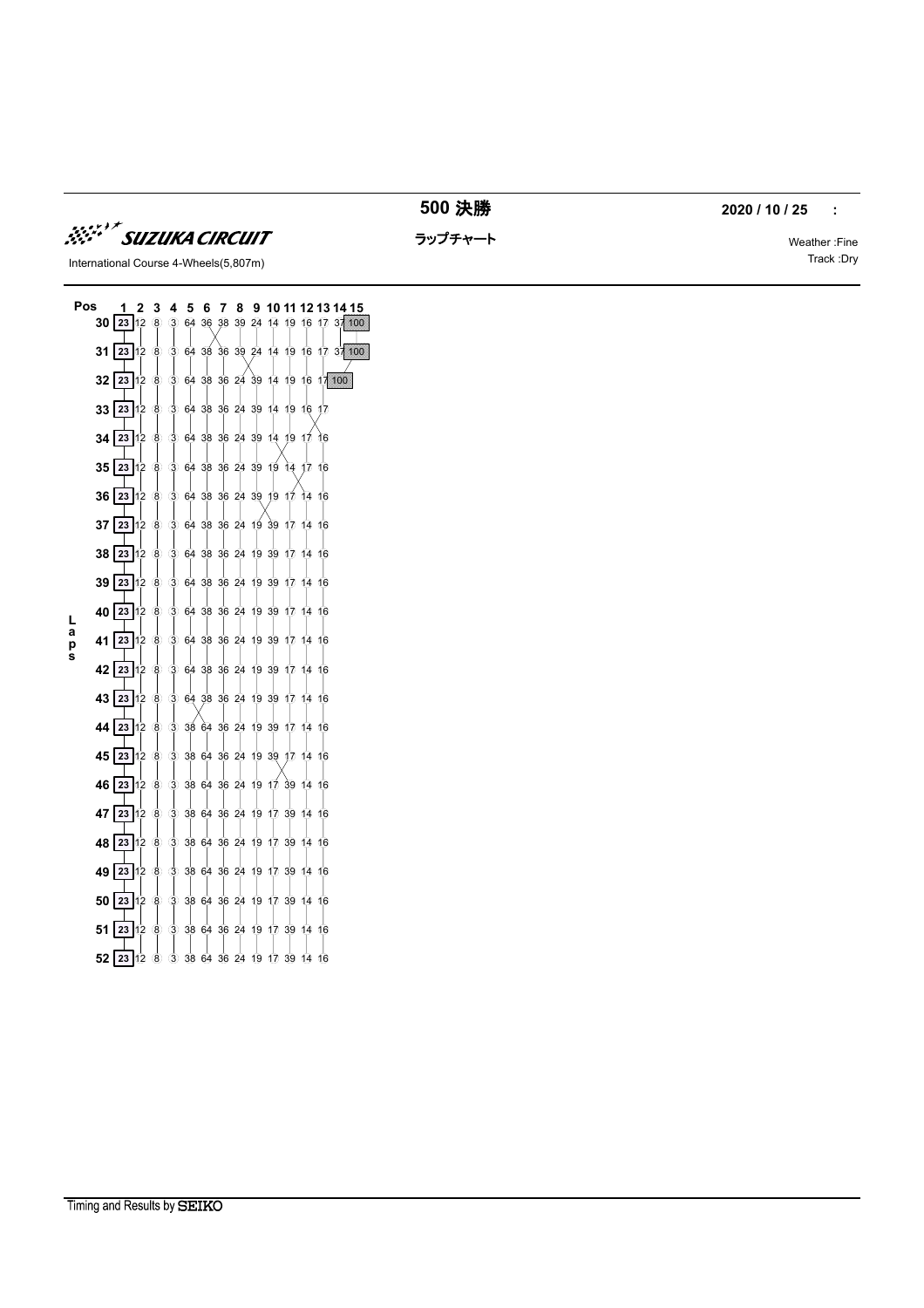**500 決勝**

**2020 / 10 / 25 :**

SUZUKA CIRCUIT

**ラップチャート**

International Course 4-Wheels(5,807m)

Weather :Fine

Track :Dry

| Laps \ Pos | 1 | 2 | 3 | 4 | 5 | 6 | 7 | 8 | 9 | 10 | 11 | 12 | 13 | 14 | 15 |
|---|---|---|---|---|---|---|---|---|---|---|---|---|---|---|---|
| 30 | 23 | 12 | 8 | 3 | 64 | 36 | 38 | 39 | 24 | 14 | 19 | 16 | 17 | 37 | 100 |
| 31 | 23 | 12 | 8 | 3 | 64 | 38 | 36 | 39 | 24 | 14 | 19 | 16 | 17 | 37 | 100 |
| 32 | 23 | 12 | 8 | 3 | 64 | 38 | 36 | 24 | 39 | 14 | 19 | 16 | 17 | 100 | |
| 33 | 23 | 12 | 8 | 3 | 64 | 38 | 36 | 24 | 39 | 14 | 19 | 16 | 17 | | |
| 34 | 23 | 12 | 8 | 3 | 64 | 38 | 36 | 24 | 39 | 14 | 19 | 17 | 16 | | |
| 35 | 23 | 12 | 8 | 3 | 64 | 38 | 36 | 24 | 39 | 19 | 14 | 17 | 16 | | |
| 36 | 23 | 12 | 8 | 3 | 64 | 38 | 36 | 24 | 39 | 19 | 17 | 14 | 16 | | |
| 37 | 23 | 12 | 8 | 3 | 64 | 38 | 36 | 24 | 19 | 39 | 17 | 14 | 16 | | |
| 38 | 23 | 12 | 8 | 3 | 64 | 38 | 36 | 24 | 19 | 39 | 17 | 14 | 16 | | |
| 39 | 23 | 12 | 8 | 3 | 64 | 38 | 36 | 24 | 19 | 39 | 17 | 14 | 16 | | |
| 40 | 23 | 12 | 8 | 3 | 64 | 38 | 36 | 24 | 19 | 39 | 17 | 14 | 16 | | |
| 41 | 23 | 12 | 8 | 3 | 64 | 38 | 36 | 24 | 19 | 39 | 17 | 14 | 16 | | |
| 42 | 23 | 12 | 8 | 3 | 64 | 38 | 36 | 24 | 19 | 39 | 17 | 14 | 16 | | |
| 43 | 23 | 12 | 8 | 3 | 64 | 38 | 36 | 24 | 19 | 39 | 17 | 14 | 16 | | |
| 44 | 23 | 12 | 8 | 3 | 38 | 64 | 36 | 24 | 19 | 39 | 17 | 14 | 16 | | |
| 45 | 23 | 12 | 8 | 3 | 38 | 64 | 36 | 24 | 19 | 39 | 17 | 14 | 16 | | |
| 46 | 23 | 12 | 8 | 3 | 38 | 64 | 36 | 24 | 19 | 17 | 39 | 14 | 16 | | |
| 47 | 23 | 12 | 8 | 3 | 38 | 64 | 36 | 24 | 19 | 17 | 39 | 14 | 16 | | |
| 48 | 23 | 12 | 8 | 3 | 38 | 64 | 36 | 24 | 19 | 17 | 39 | 14 | 16 | | |
| 49 | 23 | 12 | 8 | 3 | 38 | 64 | 36 | 24 | 19 | 17 | 39 | 14 | 16 | | |
| 50 | 23 | 12 | 8 | 3 | 38 | 64 | 36 | 24 | 19 | 17 | 39 | 14 | 16 | | |
| 51 | 23 | 12 | 8 | 3 | 38 | 64 | 36 | 24 | 19 | 17 | 39 | 14 | 16 | | |
| 52 | 23 | 12 | 8 | 3 | 38 | 64 | 36 | 24 | 19 | 17 | 39 | 14 | 16 | | |

Timing and Results by SEIKO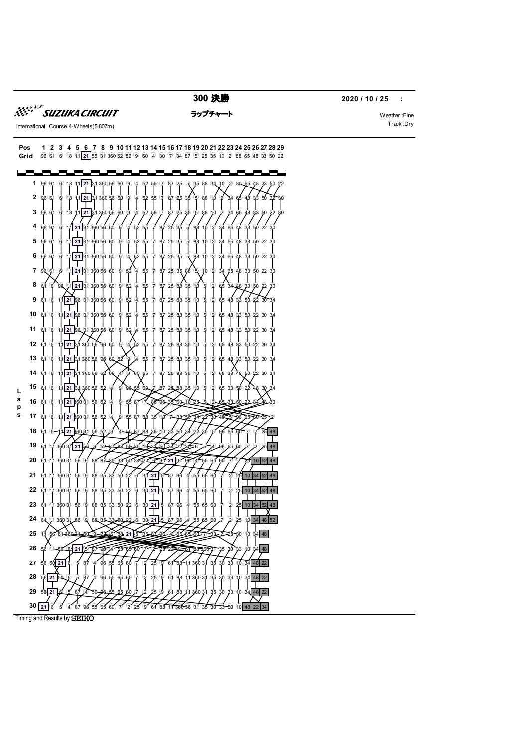# 300 決勝

**2020 / 10 / 25 :**

SUZUKA CIRCUIT

International Course 4-Wheels(5,807m)

## ラップチャート

Weather :Fine
Track :Dry

| Pos | 1 | 2 | 3 | 4 | 5 | 6 | 7 | 8 | 9 | 10 | 11 | 12 | 13 | 14 | 15 | 16 | 17 | 18 | 19 | 20 | 21 | 22 | 23 | 24 | 25 | 26 | 27 | 28 | 29 |
|---|---|---|---|---|---|---|---|---|---|---|---|---|---|---|---|---|---|---|---|---|---|---|---|---|---|---|---|---|---|
| Grid | 96 | 61 | 6 | 18 | 11 | 21 | 55 | 31 | 360 | 52 | 56 | 9 | 60 | 4 | 30 | 7 | 34 | 87 | 5 | 25 | 35 | 10 | 2 | 88 | 65 | 48 | 33 | 50 | 22 |
| 1 | 96 | 61 | 6 | 18 | 11 | 21 | 31 | 360 | 56 | 60 | 9 | 4 | 52 | 55 | 7 | 87 | 25 | 5 | 35 | 88 | 34 | 10 | 2 | 30 | 65 | 48 | 33 | 50 | 22 |
| 2 | 96 | 61 | 6 | 18 | 11 | 21 | 31 | 360 | 56 | 60 | 9 | 4 | 52 | 55 | 7 | 87 | 25 | 35 | 5 | 88 | 10 | 2 | 34 | 65 | 48 | 33 | 50 | 22 | 30 |
| 3 | 96 | 61 | 6 | 18 | 11 | 21 | 31 | 360 | 56 | 60 | 9 | 4 | 52 | 55 | 7 | 87 | 25 | 35 | 5 | 88 | 10 | 2 | 34 | 65 | 48 | 33 | 50 | 22 | 30 |
| 4 | 96 | 61 | 6 | 11 | 21 | 31 | 360 | 56 | 60 | 9 | 4 | 52 | 55 | 7 | 87 | 25 | 35 | 5 | 88 | 10 | 2 | 34 | 65 | 48 | 33 | 50 | 22 | 30 | |
| 5 | 96 | 61 | 6 | 11 | 21 | 31 | 360 | 56 | 60 | 9 | 4 | 52 | 55 | 7 | 87 | 25 | 35 | 5 | 88 | 10 | 2 | 34 | 65 | 48 | 33 | 50 | 22 | 30 | |
| 6 | 96 | 61 | 6 | 11 | 21 | 31 | 360 | 56 | 60 | 9 | 4 | 52 | 55 | 7 | 87 | 25 | 35 | 5 | 88 | 10 | 2 | 34 | 65 | 48 | 33 | 50 | 22 | 30 | |
| 7 | 96 | 61 | 6 | 11 | 21 | 31 | 360 | 56 | 60 | 9 | 52 | 4 | 55 | 7 | 87 | 25 | 35 | 88 | 5 | 10 | 2 | 34 | 65 | 48 | 33 | 50 | 22 | 30 | |
| 8 | 61 | 6 | 96 | 11 | 21 | 31 | 360 | 56 | 60 | 9 | 52 | 4 | 55 | 7 | 87 | 25 | 88 | 35 | 10 | 5 | 2 | 65 | 34 | 48 | 33 | 50 | 22 | 30 | |
| 9 | 61 | 6 | 11 | 21 | 96 | 31 | 360 | 56 | 60 | 9 | 52 | 4 | 55 | 7 | 87 | 25 | 88 | 35 | 10 | 5 | 2 | 65 | 48 | 33 | 50 | 22 | 30 | 34 | |
| 10 | 61 | 6 | 11 | 21 | 96 | 31 | 360 | 56 | 60 | 9 | 52 | 4 | 55 | 7 | 87 | 25 | 88 | 35 | 10 | 5 | 2 | 65 | 48 | 33 | 50 | 22 | 30 | 34 | |
| 11 | 61 | 6 | 11 | 21 | 96 | 31 | 360 | 56 | 60 | 9 | 52 | 4 | 55 | 7 | 87 | 25 | 88 | 35 | 10 | 5 | 2 | 65 | 48 | 33 | 50 | 22 | 30 | 34 | |
| 12 | 61 | 6 | 11 | 21 | 31 | 360 | 56 | 96 | 60 | 9 | 4 | 52 | 55 | 7 | 87 | 25 | 88 | 35 | 10 | 5 | 2 | 65 | 48 | 33 | 50 | 22 | 30 | 34 | |
| 13 | 61 | 6 | 11 | 21 | 31 | 360 | 56 | 96 | 60 | 52 | 9 | 4 | 55 | 7 | 87 | 25 | 88 | 35 | 10 | 5 | 2 | 65 | 48 | 33 | 50 | 22 | 30 | 34 | |
| 14 | 61 | 6 | 11 | 21 | 31 | 360 | 56 | 52 | 96 | 4 | 9 | 60 | 55 | 7 | 87 | 25 | 88 | 35 | 10 | 5 | 2 | 65 | 33 | 48 | 50 | 22 | 30 | 34 | |
| 15 | 61 | 6 | 11 | 21 | 31 | 360 | 56 | 52 | 4 | 9 | 96 | 55 | 60 | 7 | 87 | 25 | 88 | 35 | 10 | 5 | 2 | 65 | 33 | 50 | 22 | 48 | 30 | 34 | |
| 16 | 61 | 6 | 11 | 21 | 360 | 31 | 56 | 52 | 4 | 9 | 55 | 87 | 7 | 88 | 96 | 35 | 60 | 10 | 25 | 5 | 2 | 65 | 33 | 50 | 22 | 34 | 48 | 30 | |
| 17 | 61 | 6 | 11 | 21 | 360 | 31 | 56 | 52 | 4 | 9 | 55 | 87 | 88 | 35 | 10 | 7 | 33 | 50 | 34 | 22 | 30 | 48 | 5 | 96 | 65 | 60 | 25 | 2 | |
| 18 | 61 | 6 | 11 | 21 | 360 | 31 | 56 | 52 | 9 | 4 | 55 | 87 | 88 | 35 | 10 | 33 | 50 | 34 | 22 | 30 | 5 | 96 | 65 | 60 | 7 | 2 | 25 | 48 | |
| 19 | 61 | 11 | 360 | 31 | 21 | 56 | 9 | 52 | 87 | 88 | 55 | 35 | 10 | 33 | 50 | 34 | 22 | 30 | 6 | 5 | 4 | 96 | 65 | 60 | 7 | 2 | 25 | 48 | |
| 20 | 61 | 11 | 360 | 31 | 56 | 9 | 88 | 87 | 35 | 33 | 50 | 34 | 22 | 6 | 30 | 21 | 5 | 96 | 4 | 55 | 65 | 60 | 7 | 2 | 25 | 10 | 52 | 48 | |
| 21 | 61 | 11 | 360 | 31 | 56 | 9 | 88 | 35 | 33 | 50 | 22 | 6 | 30 | 21 | 5 | 87 | 96 | 4 | 55 | 65 | 60 | 7 | 2 | 25 | 10 | 34 | 52 | 48 | |
| 22 | 61 | 11 | 360 | 31 | 56 | 9 | 88 | 35 | 33 | 50 | 22 | 6 | 30 | 21 | 5 | 87 | 96 | 4 | 55 | 65 | 60 | 7 | 2 | 25 | 10 | 34 | 52 | 48 | |
| 23 | 61 | 11 | 360 | 31 | 56 | 9 | 88 | 35 | 33 | 50 | 22 | 6 | 30 | 21 | 5 | 87 | 96 | 4 | 55 | 65 | 60 | 7 | 2 | 25 | 10 | 34 | 52 | 48 | |
| 24 | 61 | 11 | 360 | 31 | 56 | 9 | 88 | 35 | 33 | 50 | 22 | 6 | 30 | 21 | 5 | 87 | 96 | 4 | 55 | 65 | 60 | 7 | 2 | 25 | 10 | 34 | 48 | 52 | |
| 25 | 11 | 56 | 61 | 360 | 31 | 50 | 9 | 22 | 6 | 88 | 21 | 5 | 35 | 87 | 96 | 4 | 55 | 65 | 60 | 7 | 33 | 2 | 25 | 30 | 10 | 34 | 48 | | |
| 26 | 56 | 11 | 50 | 6 | 21 | 5 | 87 | 96 | 4 | 55 | 65 | 60 | 7 | 2 | 25 | 22 | 9 | 61 | 88 | 360 | 31 | 35 | 30 | 33 | 10 | 34 | 48 | | |
| 27 | 56 | 50 | 21 | 6 | 5 | 87 | 4 | 96 | 55 | 65 | 60 | 7 | 2 | 25 | 9 | 61 | 88 | 11 | 360 | 31 | 35 | 30 | 33 | 10 | 34 | 48 | 22 | | |
| 28 | 56 | 21 | 50 | 6 | 5 | 87 | 4 | 96 | 55 | 65 | 60 | 7 | 2 | 25 | 9 | 61 | 88 | 11 | 360 | 31 | 35 | 30 | 33 | 10 | 34 | 48 | 22 | | |
| 29 | 56 | 21 | 6 | 5 | 87 | 4 | 50 | 96 | 55 | 65 | 60 | 7 | 2 | 25 | 9 | 61 | 88 | 11 | 360 | 31 | 35 | 30 | 33 | 10 | 34 | 48 | 22 | | |
| 30 | 21 | 6 | 5 | 4 | 87 | 96 | 55 | 65 | 60 | 7 | 2 | 25 | 9 | 61 | 88 | 11 | 360 | 56 | 31 | 35 | 30 | 33 | 50 | 10 | 48 | 22 | 34 | | |

Timing and Results by SEIKO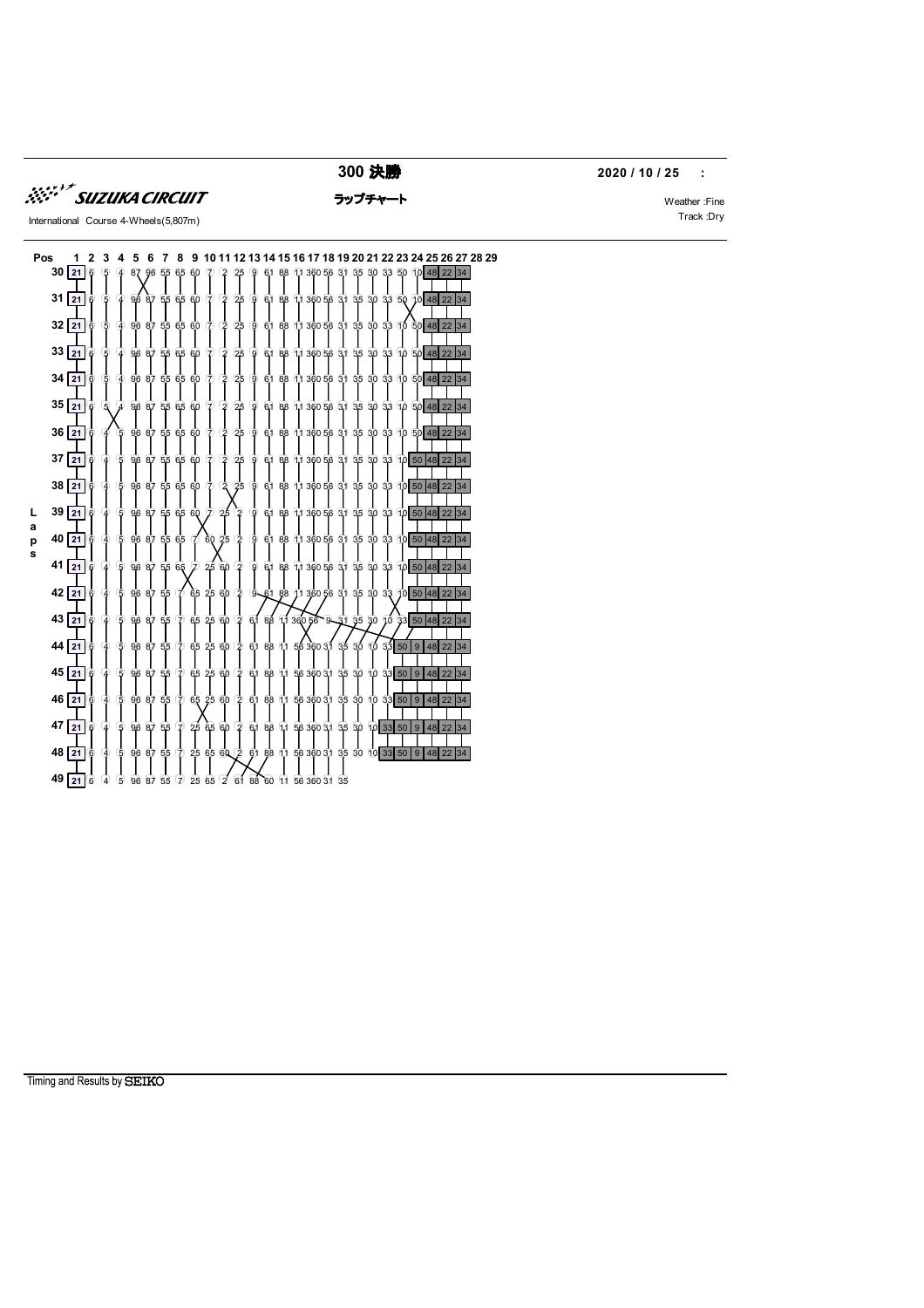# 300 決勝

**2020 / 10 / 25 :**

SUZUKA CIRCUIT

**ラップチャート**

International Course 4-Wheels(5,807m)

Weather :Fine
Track :Dry

Pos 1 2 3 4 5 6 7 8 9 10 11 12 13 14 15 16 17 18 19 20 21 22 23 24 25 26 27 28 29

Laps

30 21 6 5 4 87 96 55 65 60 7 2 25 9 61 88 11 360 56 31 35 30 33 50 10 48 22 34

31 21 6 5 4 96 87 55 65 60 7 2 25 9 61 88 11 360 56 31 35 30 33 50 10 48 22 34

32 21 6 5 4 96 87 55 65 60 7 2 25 9 61 88 11 360 56 31 35 30 33 10 50 48 22 34

33 21 6 5 4 96 87 55 65 60 7 2 25 9 61 88 11 360 56 31 35 30 33 10 50 48 22 34

34 21 6 5 4 96 87 55 65 60 7 2 25 9 61 88 11 360 56 31 35 30 33 10 50 48 22 34

35 21 6 5 4 96 87 55 65 60 7 2 25 9 61 88 11 360 56 31 35 30 33 10 50 48 22 34

36 21 6 4 5 96 87 55 65 60 7 2 25 9 61 88 11 360 56 31 35 30 33 10 50 48 22 34

37 21 6 4 5 96 87 55 65 60 7 2 25 9 61 88 11 360 56 31 35 30 33 10 50 48 22 34

38 21 6 4 5 96 87 55 65 60 7 2 25 9 61 88 11 360 56 31 35 30 33 10 50 48 22 34

39 21 6 4 5 96 87 55 65 60 7 25 2 9 61 88 11 360 56 31 35 30 33 10 50 48 22 34

40 21 6 4 5 96 87 55 65 7 60 25 2 9 61 88 11 360 56 31 35 30 33 10 50 48 22 34

41 21 6 4 5 96 87 55 65 7 25 60 2 9 61 88 11 360 56 31 35 30 33 10 50 48 22 34

42 21 6 4 5 96 87 55 7 65 25 60 2 9 61 88 11 360 56 31 35 30 33 10 50 48 22 34

43 21 6 4 5 96 87 55 7 65 25 60 2 61 88 11 360 56 9 31 35 30 10 33 50 48 22 34

44 21 6 4 5 96 87 55 7 65 25 60 2 61 88 11 56 360 31 35 30 10 33 50 9 48 22 34

45 21 6 4 5 96 87 55 7 65 25 60 2 61 88 11 56 360 31 35 30 10 33 50 9 48 22 34

46 21 6 4 5 96 87 55 7 65 25 60 2 61 88 11 56 360 31 35 30 10 33 50 9 48 22 34

47 21 6 4 5 96 87 55 7 25 65 60 2 61 88 11 56 360 31 35 30 10 33 50 9 48 22 34

48 21 6 4 5 96 87 55 7 25 65 60 2 61 88 11 56 360 31 35 30 10 33 50 9 48 22 34

49 21 6 4 5 96 87 55 7 25 65 2 61 88 60 11 56 360 31 35